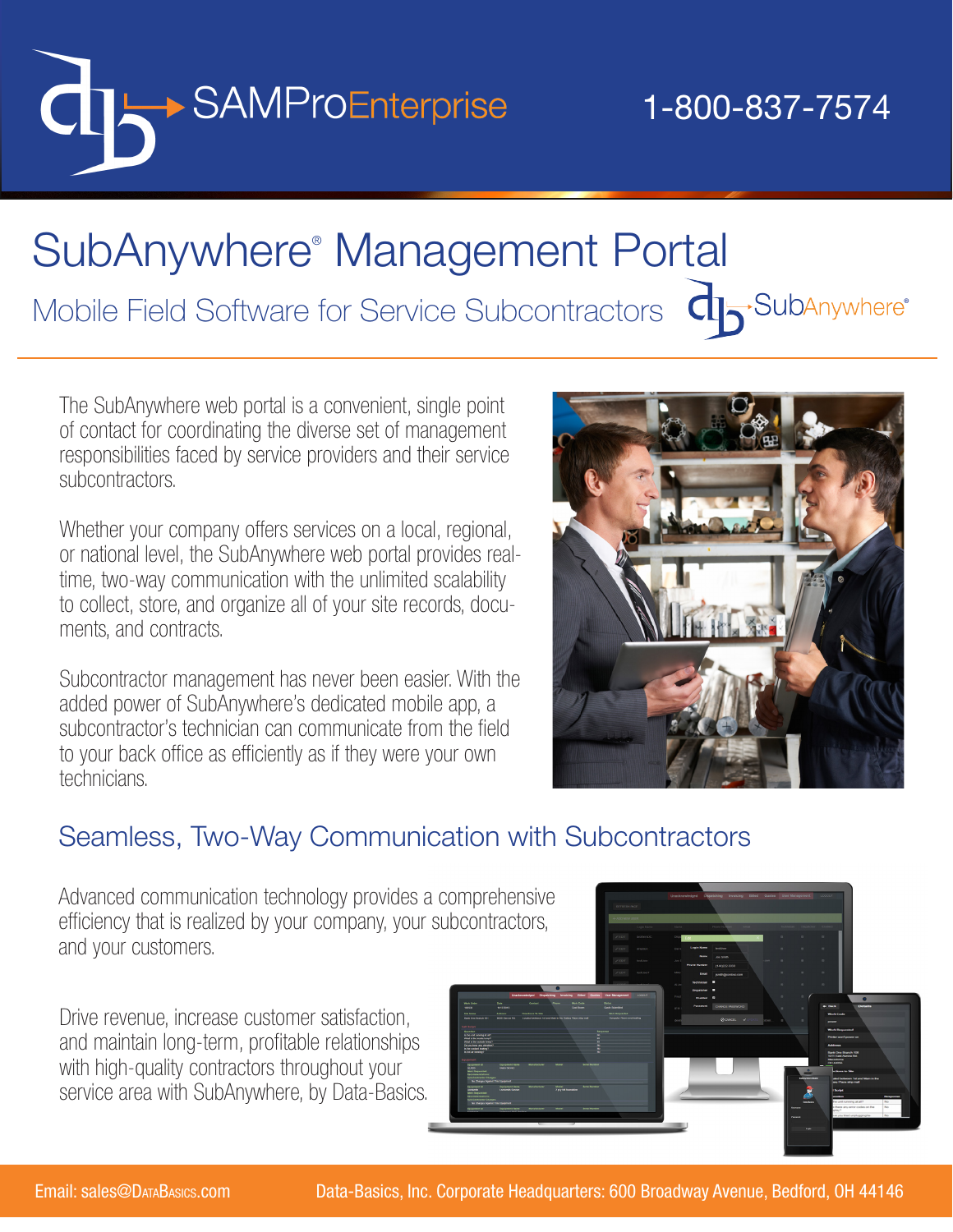SAMProEnterprise

1-800-837-7574

# SubAnywhere® Management Portal

## Mobile Field Software for Service Subcontractors

SubAnywhere®

The SubAnywhere web portal is a convenient, single point of contact for coordinating the diverse set of management responsibilities faced by service providers and their service subcontractors.

Whether your company offers services on a local, regional, or national level, the SubAnywhere web portal provides real-time, two-way communication with the unlimited scalability to collect, store, and organize all of your site records, documents, and contracts.

Subcontractor management has never been easier. With the added power of SubAnywhere's dedicated mobile app, a subcontractor's technician can communicate from the field to your back office as efficiently as if they were your own technicians.

## Seamless, Two-Way Communication with Subcontractors

Advanced communication technology provides a comprehensive efficiency that is realized by your company, your subcontractors, and your customers.

Drive revenue, increase customer satisfaction, and maintain long-term, profitable relationships with high-quality contractors throughout your service area with SubAnywhere, by Data-Basics.

Email: sales@DataBasics.com

Data-Basics, Inc. Corporate Headquarters: 600 Broadway Avenue, Bedford, OH 44146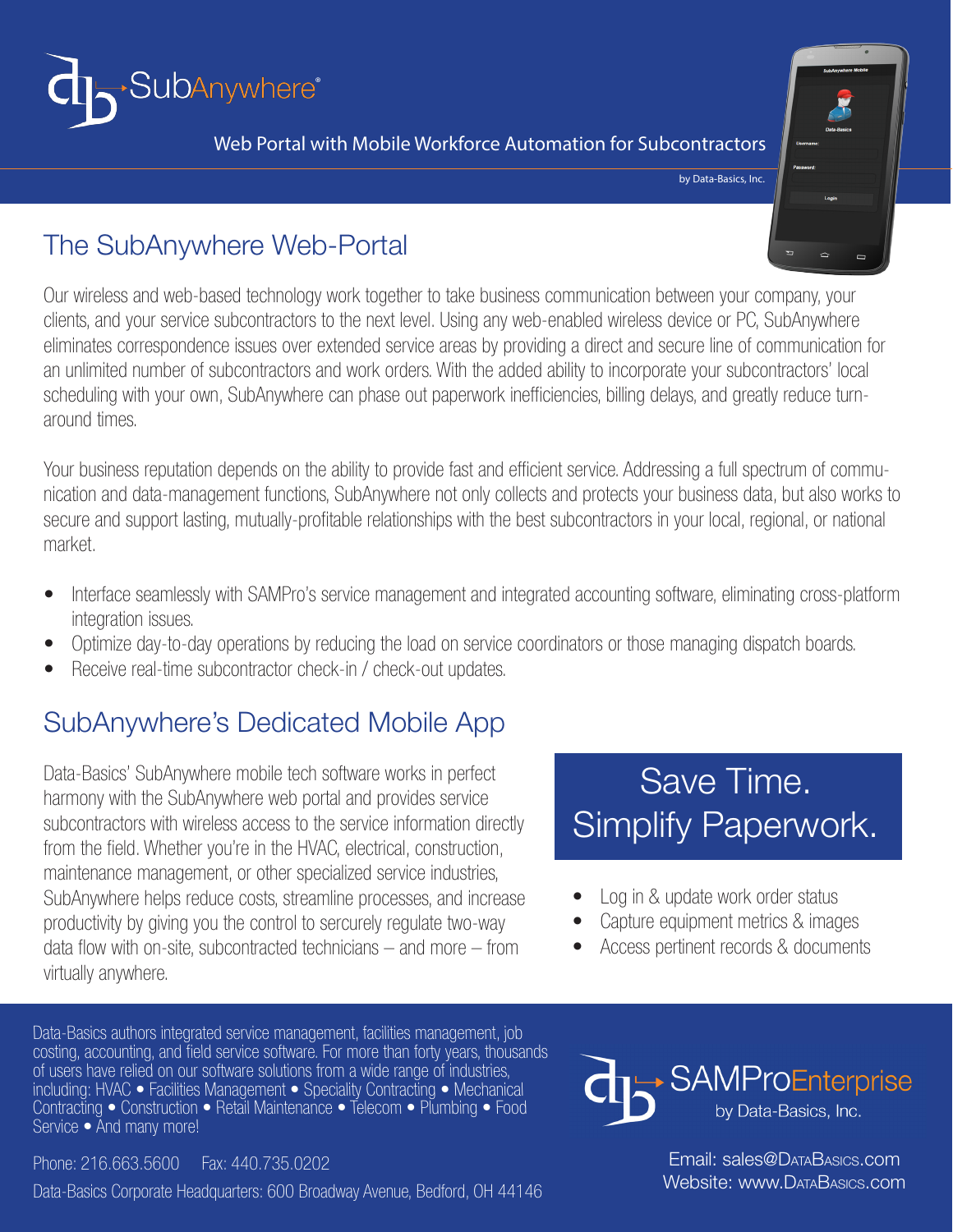# SubAnywhere®

Web Portal with Mobile Workforce Automation for Subcontractors

by Data-Basics, Inc.

## The SubAnywhere Web-Portal

Our wireless and web-based technology work together to take business communication between your company, your clients, and your service subcontractors to the next level. Using any web-enabled wireless device or PC, SubAnywhere eliminates correspondence issues over extended service areas by providing a direct and secure line of communication for an unlimited number of subcontractors and work orders. With the added ability to incorporate your subcontractors' local scheduling with your own, SubAnywhere can phase out paperwork inefficiencies, billing delays, and greatly reduce turn-around times.

Your business reputation depends on the ability to provide fast and efficient service. Addressing a full spectrum of communication and data-management functions, SubAnywhere not only collects and protects your business data, but also works to secure and support lasting, mutually-profitable relationships with the best subcontractors in your local, regional, or national market.

- Interface seamlessly with SAMPro's service management and integrated accounting software, eliminating cross-platform integration issues.
- Optimize day-to-day operations by reducing the load on service coordinators or those managing dispatch boards.
- Receive real-time subcontractor check-in / check-out updates.

## SubAnywhere's Dedicated Mobile App

Data-Basics' SubAnywhere mobile tech software works in perfect harmony with the SubAnywhere web portal and provides service subcontractors with wireless access to the service information directly from the field. Whether you're in the HVAC, electrical, construction, maintenance management, or other specialized service industries, SubAnywhere helps reduce costs, streamline processes, and increase productivity by giving you the control to sercurely regulate two-way data flow with on-site, subcontracted technicians – and more – from virtually anywhere.

### Save Time. Simplify Paperwork.

- Log in & update work order status
- Capture equipment metrics & images
- Access pertinent records & documents

Data-Basics authors integrated service management, facilities management, job costing, accounting, and field service software. For more than forty years, thousands of users have relied on our software solutions from a wide range of industries, including: HVAC • Facilities Management • Speciality Contracting • Mechanical Contracting • Construction • Retail Maintenance • Telecom • Plumbing • Food Service • And many more!

Phone: 216.663.5600 Fax: 440.735.0202

Data-Basics Corporate Headquarters: 600 Broadway Avenue, Bedford, OH 44146

SAMProEnterprise by Data-Basics, Inc.

Email: sales@DataBasics.com
Website: www.DataBasics.com